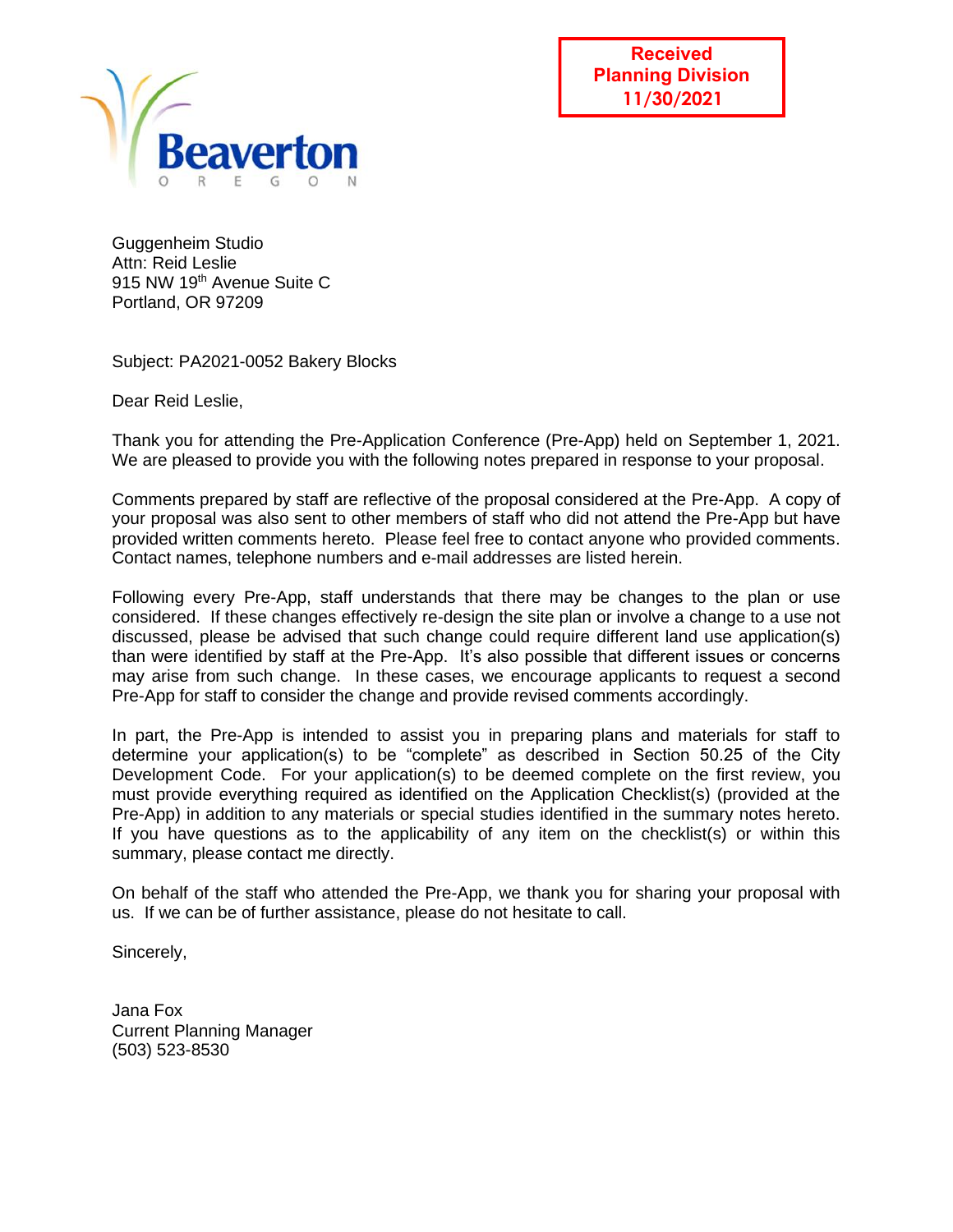Beaverton
OREGON

**Received**
**Planning Division**
**11/30/2021**

Guggenheim Studio
Attn: Reid Leslie
915 NW 19th Avenue Suite C
Portland, OR 97209

Subject: PA2021-0052 Bakery Blocks

Dear Reid Leslie,

Thank you for attending the Pre-Application Conference (Pre-App) held on September 1, 2021. We are pleased to provide you with the following notes prepared in response to your proposal.

Comments prepared by staff are reflective of the proposal considered at the Pre-App. A copy of your proposal was also sent to other members of staff who did not attend the Pre-App but have provided written comments hereto. Please feel free to contact anyone who provided comments. Contact names, telephone numbers and e-mail addresses are listed herein.

Following every Pre-App, staff understands that there may be changes to the plan or use considered. If these changes effectively re-design the site plan or involve a change to a use not discussed, please be advised that such change could require different land use application(s) than were identified by staff at the Pre-App. It's also possible that different issues or concerns may arise from such change. In these cases, we encourage applicants to request a second Pre-App for staff to consider the change and provide revised comments accordingly.

In part, the Pre-App is intended to assist you in preparing plans and materials for staff to determine your application(s) to be "complete" as described in Section 50.25 of the City Development Code. For your application(s) to be deemed complete on the first review, you must provide everything required as identified on the Application Checklist(s) (provided at the Pre-App) in addition to any materials or special studies identified in the summary notes hereto. If you have questions as to the applicability of any item on the checklist(s) or within this summary, please contact me directly.

On behalf of the staff who attended the Pre-App, we thank you for sharing your proposal with us. If we can be of further assistance, please do not hesitate to call.

Sincerely,

Jana Fox
Current Planning Manager
(503) 523-8530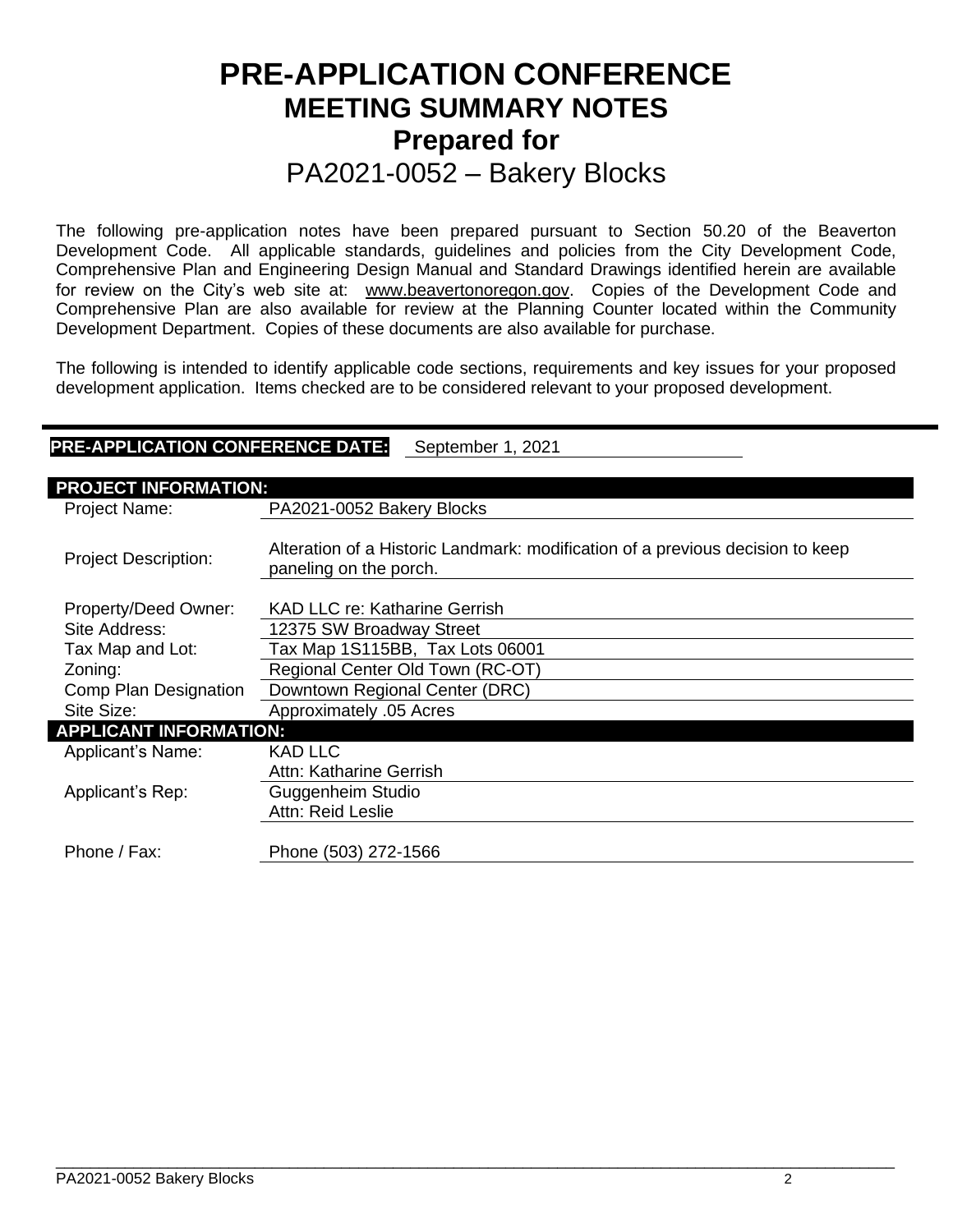# PRE-APPLICATION CONFERENCE
## MEETING SUMMARY NOTES
## Prepared for
## PA2021-0052 – Bakery Blocks

The following pre-application notes have been prepared pursuant to Section 50.20 of the Beaverton Development Code. All applicable standards, guidelines and policies from the City Development Code, Comprehensive Plan and Engineering Design Manual and Standard Drawings identified herein are available for review on the City's web site at: www.beavertonoregon.gov. Copies of the Development Code and Comprehensive Plan are also available for review at the Planning Counter located within the Community Development Department. Copies of these documents are also available for purchase.

The following is intended to identify applicable code sections, requirements and key issues for your proposed development application. Items checked are to be considered relevant to your proposed development.

**PRE-APPLICATION CONFERENCE DATE:** September 1, 2021

| **PROJECT INFORMATION:** | |
|---|---|
| Project Name: | PA2021-0052 Bakery Blocks |
| Project Description: | Alteration of a Historic Landmark: modification of a previous decision to keep paneling on the porch. |
| Property/Deed Owner: | KAD LLC re: Katharine Gerrish |
| Site Address: | 12375 SW Broadway Street |
| Tax Map and Lot: | Tax Map 1S115BB, Tax Lots 06001 |
| Zoning: | Regional Center Old Town (RC-OT) |
| Comp Plan Designation | Downtown Regional Center (DRC) |
| Site Size: | Approximately .05 Acres |
| **APPLICANT INFORMATION:** | |
| Applicant's Name: | KAD LLC<br>Attn: Katharine Gerrish |
| Applicant's Rep: | Guggenheim Studio<br>Attn: Reid Leslie |
| Phone / Fax: | Phone (503) 272-1566 |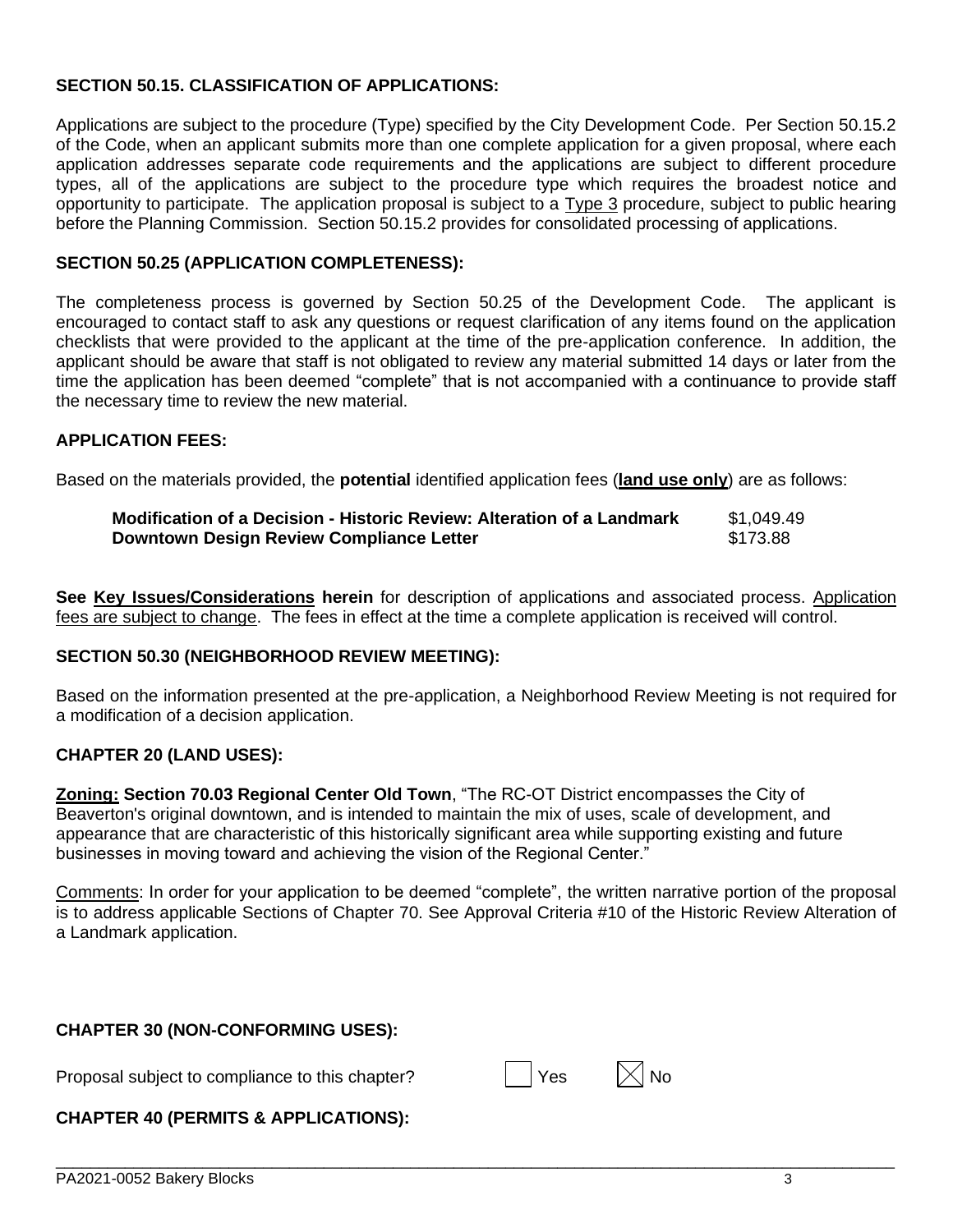**SECTION 50.15. CLASSIFICATION OF APPLICATIONS:**

Applications are subject to the procedure (Type) specified by the City Development Code. Per Section 50.15.2 of the Code, when an applicant submits more than one complete application for a given proposal, where each application addresses separate code requirements and the applications are subject to different procedure types, all of the applications are subject to the procedure type which requires the broadest notice and opportunity to participate. The application proposal is subject to a <u>Type 3</u> procedure, subject to public hearing before the Planning Commission. Section 50.15.2 provides for consolidated processing of applications.

**SECTION 50.25 (APPLICATION COMPLETENESS):**

The completeness process is governed by Section 50.25 of the Development Code. The applicant is encouraged to contact staff to ask any questions or request clarification of any items found on the application checklists that were provided to the applicant at the time of the pre-application conference. In addition, the applicant should be aware that staff is not obligated to review any material submitted 14 days or later from the time the application has been deemed "complete" that is not accompanied with a continuance to provide staff the necessary time to review the new material.

**APPLICATION FEES:**

Based on the materials provided, the **potential** identified application fees (**<u>land use only</u>**) are as follows:

| | |
|---|---|
| **Modification of a Decision - Historic Review: Alteration of a Landmark** | $1,049.49 |
| **Downtown Design Review Compliance Letter** | $173.88 |

**See <u>Key Issues/Considerations</u> herein** for description of applications and associated process. <u>Application fees are subject to change</u>. The fees in effect at the time a complete application is received will control.

**SECTION 50.30 (NEIGHBORHOOD REVIEW MEETING):**

Based on the information presented at the pre-application, a Neighborhood Review Meeting is not required for a modification of a decision application.

**CHAPTER 20 (LAND USES):**

**<u>Zoning:</u> Section 70.03 Regional Center Old Town**, "The RC-OT District encompasses the City of Beaverton's original downtown, and is intended to maintain the mix of uses, scale of development, and appearance that are characteristic of this historically significant area while supporting existing and future businesses in moving toward and achieving the vision of the Regional Center."

<u>Comments</u>: In order for your application to be deemed "complete", the written narrative portion of the proposal is to address applicable Sections of Chapter 70. See Approval Criteria #10 of the Historic Review Alteration of a Landmark application.

**CHAPTER 30 (NON-CONFORMING USES):**

Proposal subject to compliance to this chapter? ☐ Yes ☒ No

**CHAPTER 40 (PERMITS & APPLICATIONS):**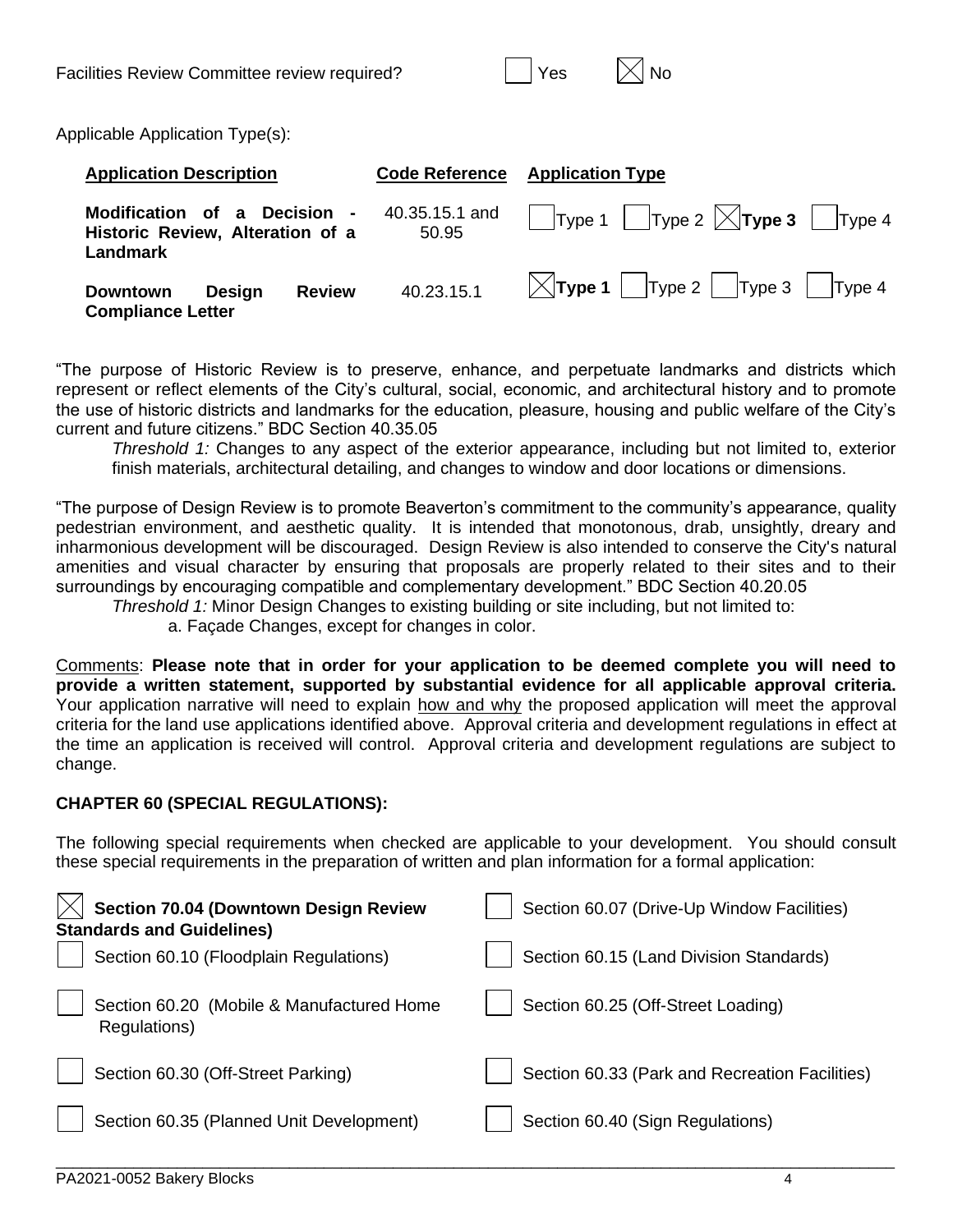Facilities Review Committee review required? ☐ Yes ☒ No

Applicable Application Type(s):

| Application Description | Code Reference | Application Type |
|---|---|---|
| **Modification of a Decision - Historic Review, Alteration of a Landmark** | 40.35.15.1 and 50.95 | ☐ Type 1 ☐ Type 2 ☒ **Type 3** ☐ Type 4 |
| **Downtown Design Review Compliance Letter** | 40.23.15.1 | ☒ **Type 1** ☐ Type 2 ☐ Type 3 ☐ Type 4 |

"The purpose of Historic Review is to preserve, enhance, and perpetuate landmarks and districts which represent or reflect elements of the City's cultural, social, economic, and architectural history and to promote the use of historic districts and landmarks for the education, pleasure, housing and public welfare of the City's current and future citizens." BDC Section 40.35.05

> *Threshold 1:* Changes to any aspect of the exterior appearance, including but not limited to, exterior finish materials, architectural detailing, and changes to window and door locations or dimensions.

"The purpose of Design Review is to promote Beaverton's commitment to the community's appearance, quality pedestrian environment, and aesthetic quality. It is intended that monotonous, drab, unsightly, dreary and inharmonious development will be discouraged. Design Review is also intended to conserve the City's natural amenities and visual character by ensuring that proposals are properly related to their sites and to their surroundings by encouraging compatible and complementary development." BDC Section 40.20.05

> *Threshold 1:* Minor Design Changes to existing building or site including, but not limited to:
>
> a. Façade Changes, except for changes in color.

Comments: **Please note that in order for your application to be deemed complete you will need to provide a written statement, supported by substantial evidence for all applicable approval criteria.** Your application narrative will need to explain how and why the proposed application will meet the approval criteria for the land use applications identified above. Approval criteria and development regulations in effect at the time an application is received will control. Approval criteria and development regulations are subject to change.

**CHAPTER 60 (SPECIAL REGULATIONS):**

The following special requirements when checked are applicable to your development. You should consult these special requirements in the preparation of written and plan information for a formal application:

| | |
|---|---|
| ☒ **Section 70.04 (Downtown Design Review Standards and Guidelines)** | ☐ Section 60.07 (Drive-Up Window Facilities) |
| ☐ Section 60.10 (Floodplain Regulations) | ☐ Section 60.15 (Land Division Standards) |
| ☐ Section 60.20 (Mobile & Manufactured Home Regulations) | ☐ Section 60.25 (Off-Street Loading) |
| ☐ Section 60.30 (Off-Street Parking) | ☐ Section 60.33 (Park and Recreation Facilities) |
| ☐ Section 60.35 (Planned Unit Development) | ☐ Section 60.40 (Sign Regulations) |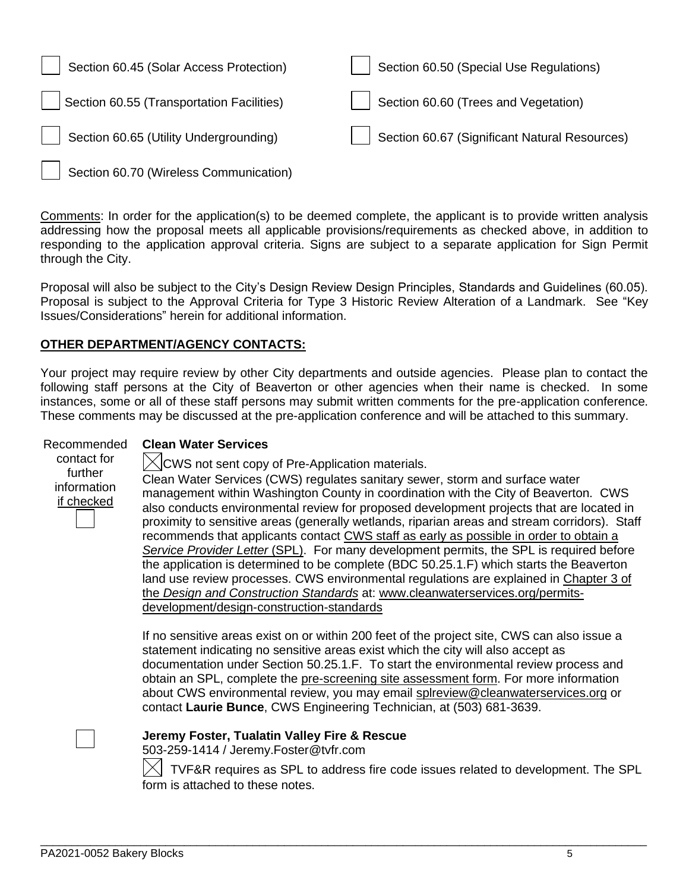- [ ] Section 60.45 (Solar Access Protection)
- [ ] Section 60.50 (Special Use Regulations)
- [ ] Section 60.55 (Transportation Facilities)
- [ ] Section 60.60 (Trees and Vegetation)
- [ ] Section 60.65 (Utility Undergrounding)
- [ ] Section 60.67 (Significant Natural Resources)
- [ ] Section 60.70 (Wireless Communication)

Comments: In order for the application(s) to be deemed complete, the applicant is to provide written analysis addressing how the proposal meets all applicable provisions/requirements as checked above, in addition to responding to the application approval criteria. Signs are subject to a separate application for Sign Permit through the City.

Proposal will also be subject to the City's Design Review Design Principles, Standards and Guidelines (60.05). Proposal is subject to the Approval Criteria for Type 3 Historic Review Alteration of a Landmark. See "Key Issues/Considerations" herein for additional information.

## OTHER DEPARTMENT/AGENCY CONTACTS:

Your project may require review by other City departments and outside agencies. Please plan to contact the following staff persons at the City of Beaverton or other agencies when their name is checked. In some instances, some or all of these staff persons may submit written comments for the pre-application conference. These comments may be discussed at the pre-application conference and will be attached to this summary.

Recommended contact for further information if checked

- [ ] **Clean Water Services**

  - [x] CWS not sent copy of Pre-Application materials.

  Clean Water Services (CWS) regulates sanitary sewer, storm and surface water management within Washington County in coordination with the City of Beaverton. CWS also conducts environmental review for proposed development projects that are located in proximity to sensitive areas (generally wetlands, riparian areas and stream corridors). Staff recommends that applicants contact CWS staff as early as possible in order to obtain a *Service Provider Letter* (SPL). For many development permits, the SPL is required before the application is determined to be complete (BDC 50.25.1.F) which starts the Beaverton land use review processes. CWS environmental regulations are explained in Chapter 3 of the *Design and Construction Standards* at: www.cleanwaterservices.org/permits-development/design-construction-standards

  If no sensitive areas exist on or within 200 feet of the project site, CWS can also issue a statement indicating no sensitive areas exist which the city will also accept as documentation under Section 50.25.1.F. To start the environmental review process and obtain an SPL, complete the pre-screening site assessment form. For more information about CWS environmental review, you may email splreview@cleanwaterservices.org or contact **Laurie Bunce**, CWS Engineering Technician, at (503) 681-3639.

- [ ] **Jeremy Foster, Tualatin Valley Fire & Rescue**

  503-259-1414 / Jeremy.Foster@tvfr.com

  - [x] TVF&R requires as SPL to address fire code issues related to development. The SPL form is attached to these notes.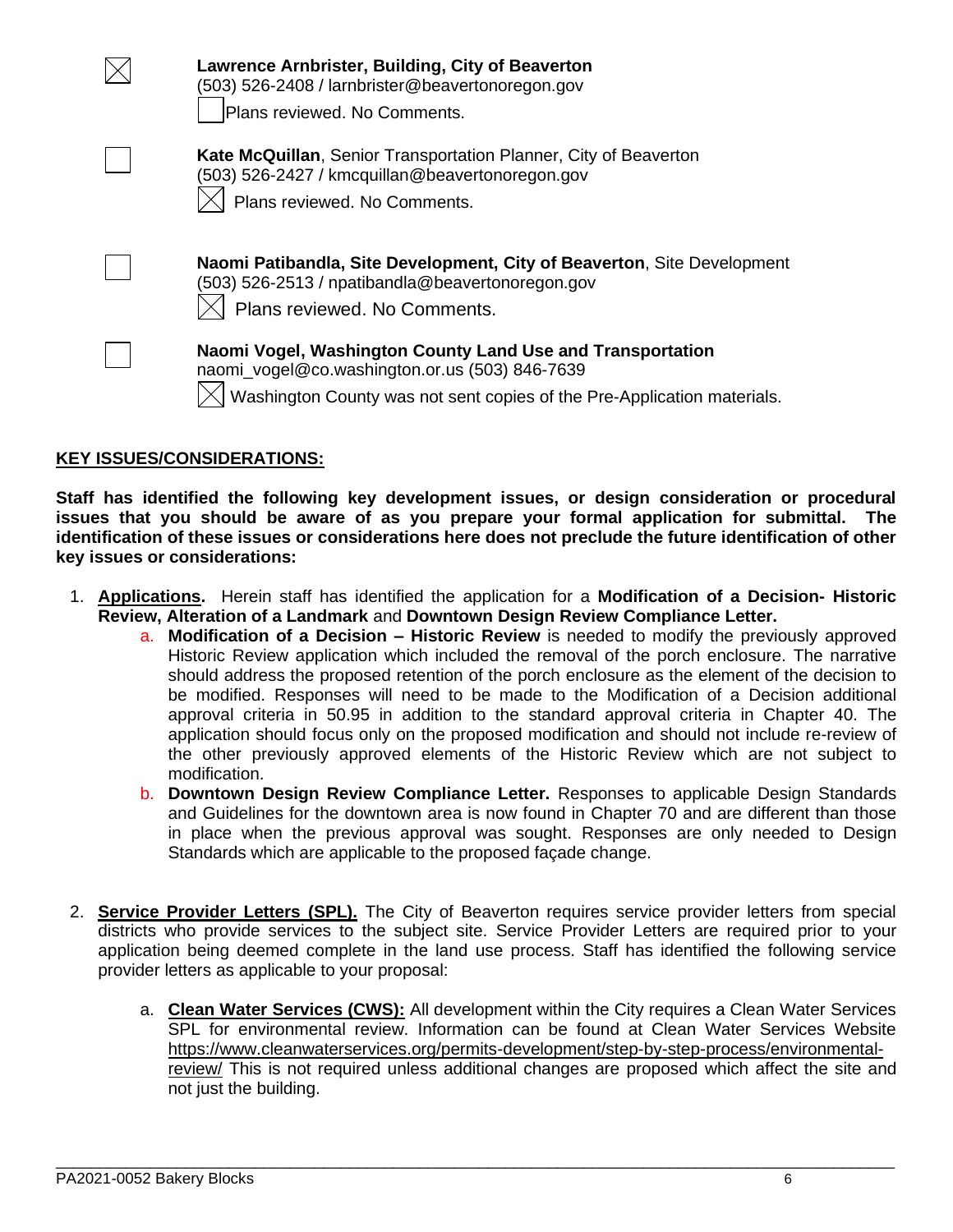☒ **Lawrence Arnbrister, Building, City of Beaverton**
(503) 526-2408 / larnbrister@beavertonoregon.gov
☐ Plans reviewed. No Comments.

☐ **Kate McQuillan**, Senior Transportation Planner, City of Beaverton
(503) 526-2427 / kmcquillan@beavertonoregon.gov
☒ Plans reviewed. No Comments.

☐ **Naomi Patibandla, Site Development, City of Beaverton**, Site Development
(503) 526-2513 / npatibandla@beavertonoregon.gov
☒ Plans reviewed. No Comments.

☐ **Naomi Vogel, Washington County Land Use and Transportation**
naomi_vogel@co.washington.or.us (503) 846-7639
☒ Washington County was not sent copies of the Pre-Application materials.

## KEY ISSUES/CONSIDERATIONS:

**Staff has identified the following key development issues, or design consideration or procedural issues that you should be aware of as you prepare your formal application for submittal. The identification of these issues or considerations here does not preclude the future identification of other key issues or considerations:**

1. **Applications.** Herein staff has identified the application for a **Modification of a Decision- Historic Review, Alteration of a Landmark** and **Downtown Design Review Compliance Letter.**
   a. **Modification of a Decision – Historic Review** is needed to modify the previously approved Historic Review application which included the removal of the porch enclosure. The narrative should address the proposed retention of the porch enclosure as the element of the decision to be modified. Responses will need to the Modification of a Decision additional approval criteria in 50.95 in addition to the standard approval criteria in Chapter 40. The application should focus only on the proposed modification and should not include re-review of the other previously approved elements of the Historic Review which are not subject to modification.
   b. **Downtown Design Review Compliance Letter.** Responses to applicable Design Standards and Guidelines for the downtown area is now found in Chapter 70 and are different than those in place when the previous approval was sought. Responses are only needed to Design Standards which are applicable to the proposed façade change.

2. **Service Provider Letters (SPL).** The City of Beaverton requires service provider letters from special districts who provide services to the subject site. Service Provider Letters are required prior to your application being deemed complete in the land use process. Staff has identified the following service provider letters as applicable to your proposal:
   a. **Clean Water Services (CWS):** All development within the City requires a Clean Water Services SPL for environmental review. Information can be found at Clean Water Services Website https://www.cleanwaterservices.org/permits-development/step-by-step-process/environmental-review/ This is not required unless additional changes are proposed which affect the site and not just the building.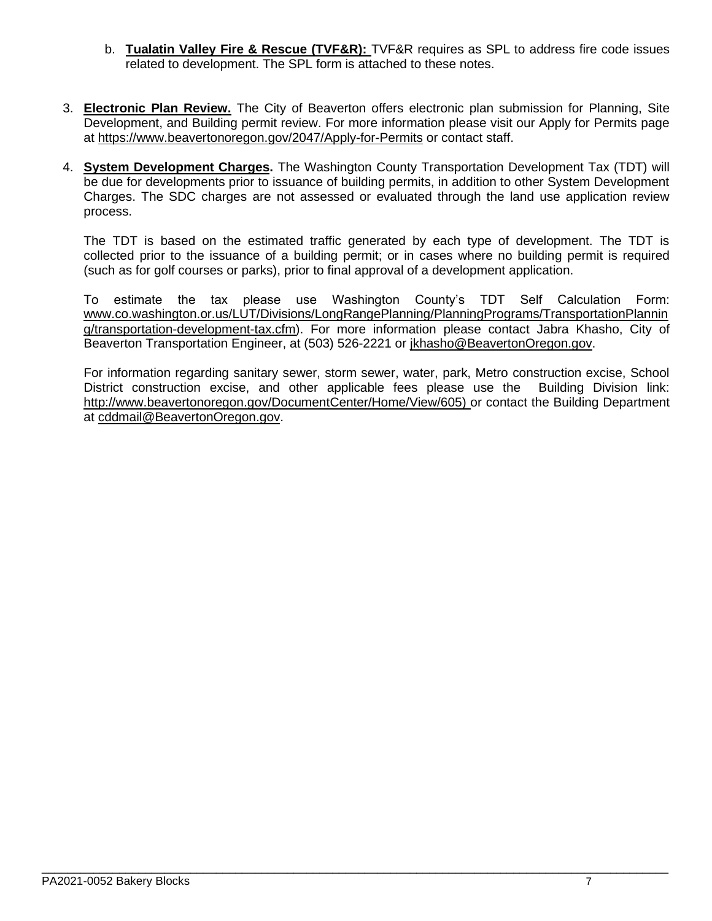b. **Tualatin Valley Fire & Rescue (TVF&R):** TVF&R requires as SPL to address fire code issues related to development. The SPL form is attached to these notes.

3. **Electronic Plan Review.** The City of Beaverton offers electronic plan submission for Planning, Site Development, and Building permit review. For more information please visit our Apply for Permits page at https://www.beavertonoregon.gov/2047/Apply-for-Permits or contact staff.

4. **System Development Charges.** The Washington County Transportation Development Tax (TDT) will be due for developments prior to issuance of building permits, in addition to other System Development Charges. The SDC charges are not assessed or evaluated through the land use application review process.

   The TDT is based on the estimated traffic generated by each type of development. The TDT is collected prior to the issuance of a building permit; or in cases where no building permit is required (such as for golf courses or parks), prior to final approval of a development application.

   To estimate the tax please use Washington County's TDT Self Calculation Form: www.co.washington.or.us/LUT/Divisions/LongRangePlanning/PlanningPrograms/TransportationPlanning/transportation-development-tax.cfm). For more information please contact Jabra Khasho, City of Beaverton Transportation Engineer, at (503) 526-2221 or jkhasho@BeavertonOregon.gov.

   For information regarding sanitary sewer, storm sewer, water, park, Metro construction excise, School District construction excise, and other applicable fees please use the Building Division link: http://www.beavertonoregon.gov/DocumentCenter/Home/View/605) or contact the Building Department at cddmail@BeavertonOregon.gov.